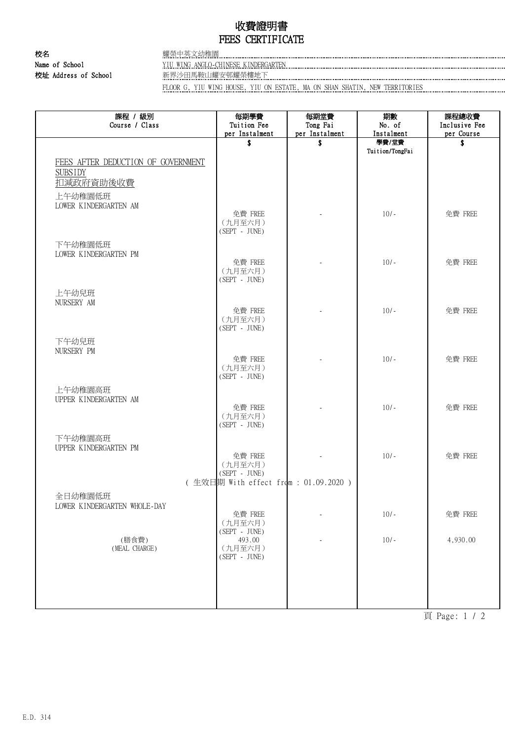# 收費證明書
# FEES CERTIFICATE

校名 耀榮中英文幼稚園
Name of School YIU WING ANGLO-CHINESE KINDERGARTEN
校址 Address of School 新界沙田馬鞍山耀安邨耀榮樓地下
FLOOR G, YIU WING HOUSE, YIU ON ESTATE, MA ON SHAN SHATIN, NEW TERRITORIES

| 課程 / 級別<br>Course / Class | 每期學費<br>Tuition Fee<br>per Instalment<br>$ | 每期堂費<br>Tong Fai<br>per Instalment<br>$ | 期數<br>No. of<br>Instalment<br>學費/堂費<br>Tuition/TongFai | 課程總收費<br>Inclusive Fee<br>per Course<br>$ |
|---|---|---|---|---|
| FEES AFTER DEDUCTION OF GOVERNMENT SUBSIDY<br>扣減政府資助後收費 | | | | |
| 上午幼稚園低班<br>LOWER KINDERGARTEN AM | 免費 FREE<br>(九月至六月)<br>(SEPT - JUNE) | - | 10/- | 免費 FREE |
| 下午幼稚園低班<br>LOWER KINDERGARTEN PM | 免費 FREE<br>(九月至六月)<br>(SEPT - JUNE) | - | 10/- | 免費 FREE |
| 上午幼兒班<br>NURSERY AM | 免費 FREE<br>(九月至六月)<br>(SEPT - JUNE) | - | 10/- | 免費 FREE |
| 下午幼兒班<br>NURSERY PM | 免費 FREE<br>(九月至六月)<br>(SEPT - JUNE) | - | 10/- | 免費 FREE |
| 上午幼稚園高班<br>UPPER KINDERGARTEN AM | 免費 FREE<br>(九月至六月)<br>(SEPT - JUNE) | - | 10/- | 免費 FREE |
| 下午幼稚園高班<br>UPPER KINDERGARTEN PM | 免費 FREE<br>(九月至六月)<br>(SEPT - JUNE) | - | 10/- | 免費 FREE |
| | ( 生效日期 With effect from : 01.09.2020 ) | | | |
| 全日幼稚園低班<br>LOWER KINDERGARTEN WHOLE-DAY | 免費 FREE<br>(九月至六月)<br>(SEPT - JUNE) | - | 10/- | 免費 FREE |
| (膳食費)<br>(MEAL CHARGE) | 493.00<br>(九月至六月)<br>(SEPT - JUNE) | - | 10/- | 4,930.00 |

E.D. 314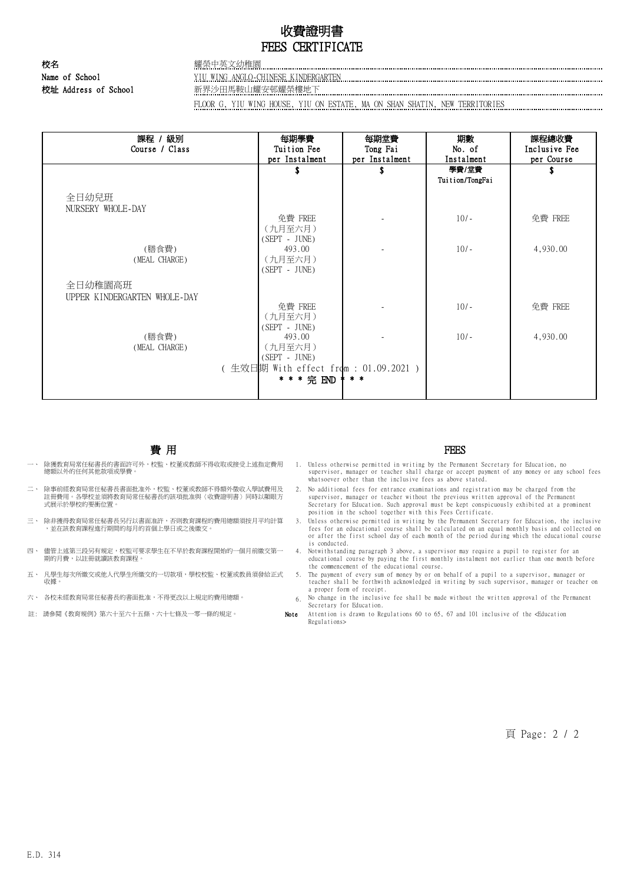# 收費證明書
# FEES CERTIFICATE

**校名** 耀榮中英文幼稚園
**Name of School** YIU WING ANGLO-CHINESE KINDERGARTEN
**校址 Address of School** 新界沙田馬鞍山耀安邨耀榮樓地下
FLOOR G, YIU WING HOUSE, YIU ON ESTATE, MA ON SHAN SHATIN, NEW TERRITORIES

| 課程 / 級別<br>Course / Class | 每期學費<br>Tuition Fee<br>per Instalment<br>$ | 每期堂費<br>Tong Fai<br>per Instalment<br>$ | 期數<br>No. of<br>Instalment<br>學費/堂費<br>Tuition/TongFai | 課程總收費<br>Inclusive Fee<br>per Course<br>$ |
|---|---|---|---|---|
| 全日幼兒班<br>NURSERY WHOLE-DAY | 免費 FREE<br>（九月至六月）<br>(SEPT - JUNE) | - | 10/- | 免費 FREE |
| (膳食費)<br>(MEAL CHARGE) | 493.00<br>（九月至六月）<br>(SEPT - JUNE) | - | 10/- | 4,930.00 |
| 全日幼稚園高班<br>UPPER KINDERGARTEN WHOLE-DAY | 免費 FREE<br>（九月至六月）<br>(SEPT - JUNE) | - | 10/- | 免費 FREE |
| (膳食費)<br>(MEAL CHARGE) | 493.00<br>（九月至六月）<br>(SEPT - JUNE) | - | 10/- | 4,930.00 |

( 生效日期 With effect from : 01.09.2021 )

\* \* \* 完 END \* \* \*

## 費 用

一、 除獲教育局常任秘書長的書面許可外，校監、校董或教師不得收取或接受上述指定費用總額以外的任何其他款項或學費。

二、 除事前經教育局常任秘書長書面批准外，校監、校董或教師不得額外徵收入學試費用及註冊費用。各學校並須將教育局常任秘書長的該項批准與〈收費證明書〉同時以顯眼方式展示於學校的要衝位置。

三、 除非獲得教育局常任秘書長另行以書面准許，否則教育課程的費用總額須按月平均計算，並在該教育課程進行期間的每月的首個上學日或之後繳交。

四、 儘管上述第三段另有規定，校監可要求學生在不早於教育課程開始的一個月前繳交第一期的月費，以註冊就讀該教育課程。

五、 凡學生每次所繳交或他人代學生所繳交的一切款項，學校校監、校董或教員須發給正式收據。

六、 各校未經教育局常任秘書長的書面批准，不得更改以上規定的費用總額。

註： 請參閱《教育規例》第六十至六十五條、六十七條及一零一條的規定。

## FEES

1. Unless otherwise permitted in writing by the Permanent Secretary for Education, no supervisor, manager or teacher shall charge or accept payment of any money or any school fees whatsoever other than the inclusive fees as above stated.
2. No additional fees for entrance examinations and registration may be charged from the supervisor, manager or teacher without the previous written approval of the Permanent Secretary for Education. Such approval must be kept conspicuously exhibited at a prominent position in the school together with this Fees Certificate.
3. Unless otherwise permitted in writing by the Permanent Secretary for Education, the inclusive fees for an educational course shall be calculated on an equal monthly basis and collected on or after the first school day of each month of the period during which the educational course is conducted.
4. Notwithstanding paragraph 3 above, a supervisor may require a pupil to register for an educational course by paying the first monthly instalment not earlier than one month before the commencement of the educational course.
5. The payment of every sum of money by or on behalf of a pupil to a supervisor, manager or teacher shall be forthwith acknowledged in writing by such supervisor, manager or teacher on a proper form of receipt.
6. No change in the inclusive fee shall be made without the written approval of the Permanent Secretary for Education.

**Note** Attention is drawn to Regulations 60 to 65, 67 and 101 inclusive of the <Education Regulations>

E.D. 314